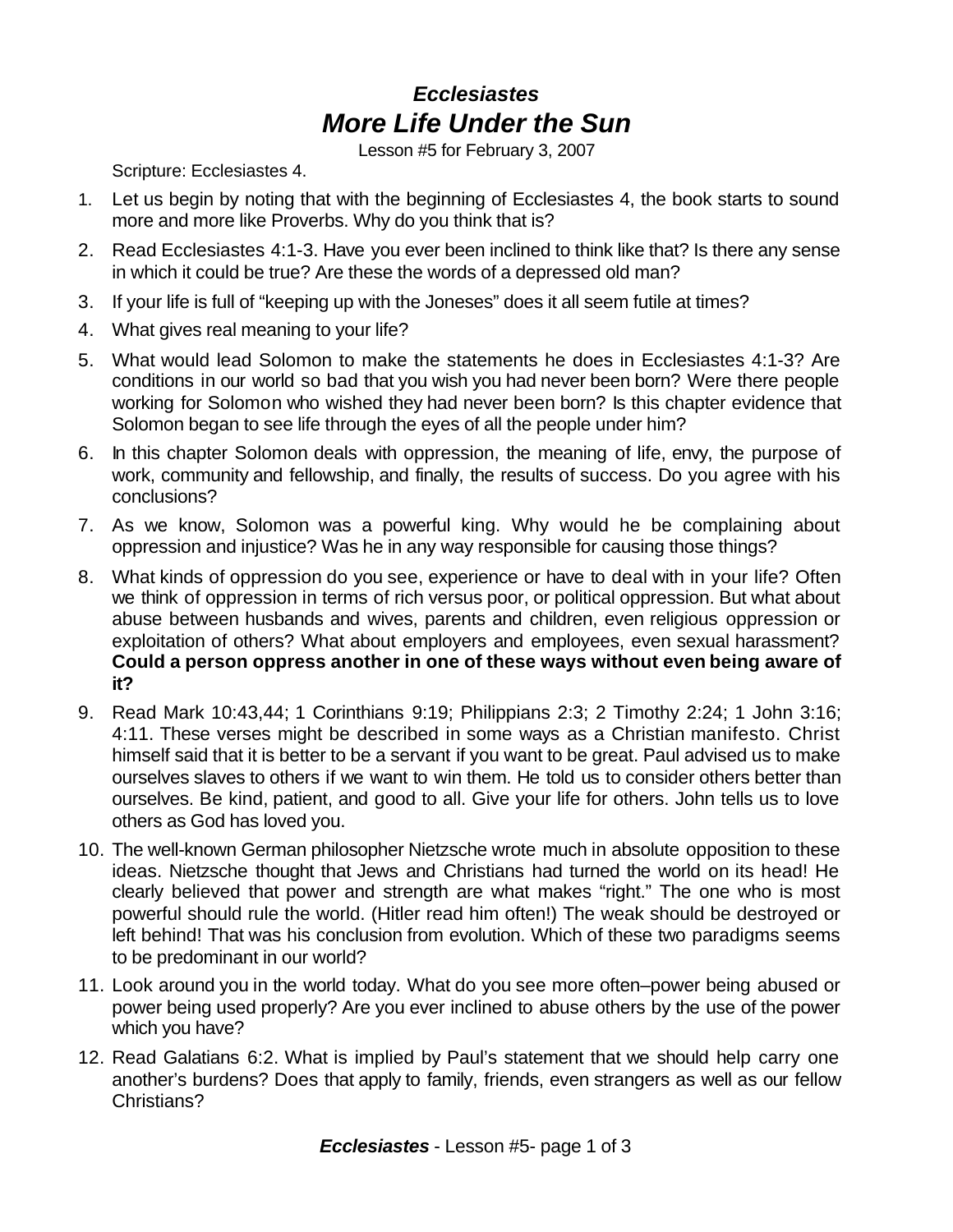# *Ecclesiastes*
# *More Life Under the Sun*

Lesson #5 for February 3, 2007

Scripture: Ecclesiastes 4.

1. Let us begin by noting that with the beginning of Ecclesiastes 4, the book starts to sound more and more like Proverbs. Why do you think that is?
2. Read Ecclesiastes 4:1-3. Have you ever been inclined to think like that? Is there any sense in which it could be true? Are these the words of a depressed old man?
3. If your life is full of "keeping up with the Joneses" does it all seem futile at times?
4. What gives real meaning to your life?
5. What would lead Solomon to make the statements he does in Ecclesiastes 4:1-3? Are conditions in our world so bad that you wish you had never been born? Were there people working for Solomon who wished they had never been born? Is this chapter evidence that Solomon began to see life through the eyes of all the people under him?
6. In this chapter Solomon deals with oppression, the meaning of life, envy, the purpose of work, community and fellowship, and finally, the results of success. Do you agree with his conclusions?
7. As we know, Solomon was a powerful king. Why would he be complaining about oppression and injustice? Was he in any way responsible for causing those things?
8. What kinds of oppression do you see, experience or have to deal with in your life? Often we think of oppression in terms of rich versus poor, or political oppression. But what about abuse between husbands and wives, parents and children, even religious oppression or exploitation of others? What about employers and employees, even sexual harassment? **Could a person oppress another in one of these ways without even being aware of it?**
9. Read Mark 10:43,44; 1 Corinthians 9:19; Philippians 2:3; 2 Timothy 2:24; 1 John 3:16; 4:11. These verses might be described in some ways as a Christian manifesto. Christ himself said that it is better to be a servant if you want to be great. Paul advised us to make ourselves slaves to others if we want to win them. He told us to consider others better than ourselves. Be kind, patient, and good to all. Give your life for others. John tells us to love others as God has loved you.
10. The well-known German philosopher Nietzsche wrote much in absolute opposition to these ideas. Nietzsche thought that Jews and Christians had turned the world on its head! He clearly believed that power and strength are what makes "right." The one who is most powerful should rule the world. (Hitler read him often!) The weak should be destroyed or left behind! That was his conclusion from evolution. Which of these two paradigms seems to be predominant in our world?
11. Look around you in the world today. What do you see more often–power being abused or power being used properly? Are you ever inclined to abuse others by the use of the power which you have?
12. Read Galatians 6:2. What is implied by Paul's statement that we should help carry one another's burdens? Does that apply to family, friends, even strangers as well as our fellow Christians?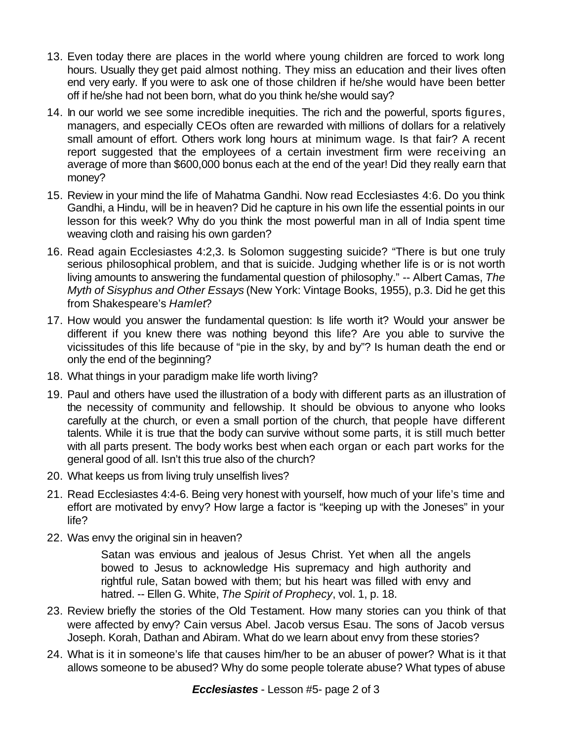13. Even today there are places in the world where young children are forced to work long hours. Usually they get paid almost nothing. They miss an education and their lives often end very early. If you were to ask one of those children if he/she would have been better off if he/she had not been born, what do you think he/she would say?
14. In our world we see some incredible inequities. The rich and the powerful, sports figures, managers, and especially CEOs often are rewarded with millions of dollars for a relatively small amount of effort. Others work long hours at minimum wage. Is that fair? A recent report suggested that the employees of a certain investment firm were receiving an average of more than $600,000 bonus each at the end of the year! Did they really earn that money?
15. Review in your mind the life of Mahatma Gandhi. Now read Ecclesiastes 4:6. Do you think Gandhi, a Hindu, will be in heaven? Did he capture in his own life the essential points in our lesson for this week? Why do you think the most powerful man in all of India spent time weaving cloth and raising his own garden?
16. Read again Ecclesiastes 4:2,3. Is Solomon suggesting suicide? "There is but one truly serious philosophical problem, and that is suicide. Judging whether life is or is not worth living amounts to answering the fundamental question of philosophy." -- Albert Camas, *The Myth of Sisyphus and Other Essays* (New York: Vintage Books, 1955), p.3. Did he get this from Shakespeare's *Hamlet*?
17. How would you answer the fundamental question: Is life worth it? Would your answer be different if you knew there was nothing beyond this life? Are you able to survive the vicissitudes of this life because of "pie in the sky, by and by"? Is human death the end or only the end of the beginning?
18. What things in your paradigm make life worth living?
19. Paul and others have used the illustration of a body with different parts as an illustration of the necessity of community and fellowship. It should be obvious to anyone who looks carefully at the church, or even a small portion of the church, that people have different talents. While it is true that the body can survive without some parts, it is still much better with all parts present. The body works best when each organ or each part works for the general good of all. Isn't this true also of the church?
20. What keeps us from living truly unselfish lives?
21. Read Ecclesiastes 4:4-6. Being very honest with yourself, how much of your life's time and effort are motivated by envy? How large a factor is "keeping up with the Joneses" in your life?
22. Was envy the original sin in heaven?

    > Satan was envious and jealous of Jesus Christ. Yet when all the angels bowed to Jesus to acknowledge His supremacy and high authority and rightful rule, Satan bowed with them; but his heart was filled with envy and hatred. -- Ellen G. White, *The Spirit of Prophecy*, vol. 1, p. 18.

23. Review briefly the stories of the Old Testament. How many stories can you think of that were affected by envy? Cain versus Abel. Jacob versus Esau. The sons of Jacob versus Joseph. Korah, Dathan and Abiram. What do we learn about envy from these stories?
24. What is it in someone's life that causes him/her to be an abuser of power? What is it that allows someone to be abused? Why do some people tolerate abuse? What types of abuse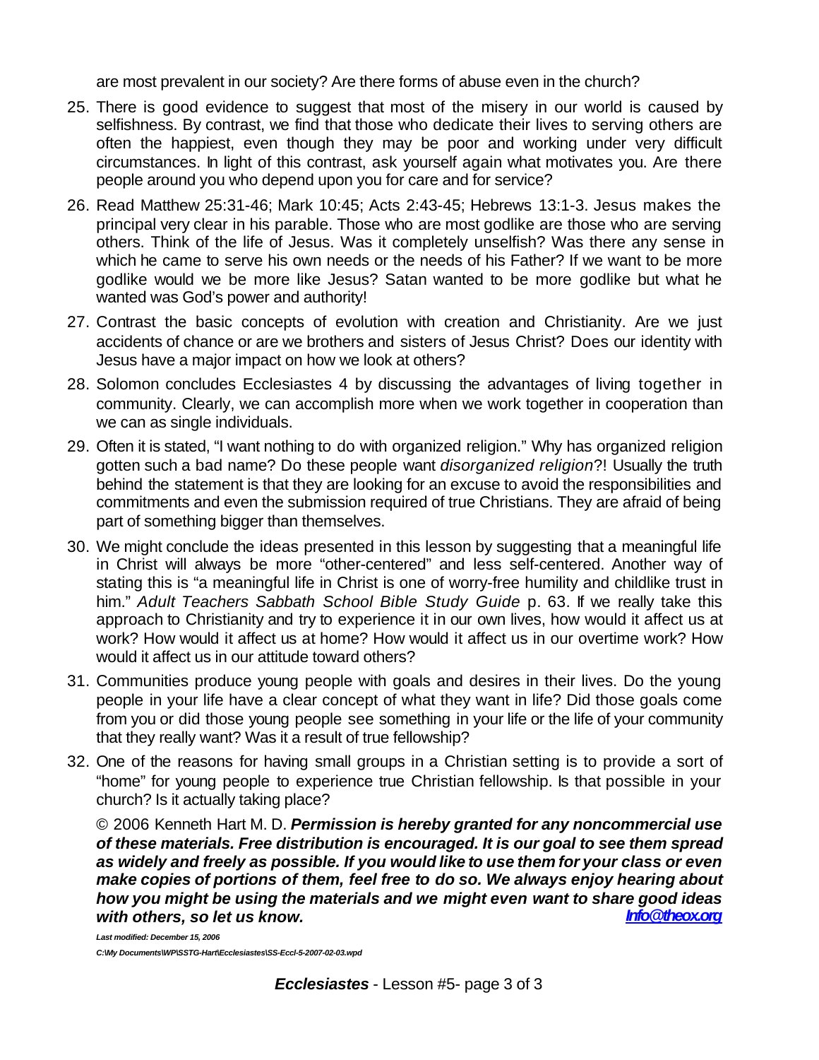are most prevalent in our society? Are there forms of abuse even in the church?

25. There is good evidence to suggest that most of the misery in our world is caused by selfishness. By contrast, we find that those who dedicate their lives to serving others are often the happiest, even though they may be poor and working under very difficult circumstances. In light of this contrast, ask yourself again what motivates you. Are there people around you who depend upon you for care and for service?

26. Read Matthew 25:31-46; Mark 10:45; Acts 2:43-45; Hebrews 13:1-3. Jesus makes the principal very clear in his parable. Those who are most godlike are those who are serving others. Think of the life of Jesus. Was it completely unselfish? Was there any sense in which he came to serve his own needs or the needs of his Father? If we want to be more godlike would we be more like Jesus? Satan wanted to be more godlike but what he wanted was God's power and authority!

27. Contrast the basic concepts of evolution with creation and Christianity. Are we just accidents of chance or are we brothers and sisters of Jesus Christ? Does our identity with Jesus have a major impact on how we look at others?

28. Solomon concludes Ecclesiastes 4 by discussing the advantages of living together in community. Clearly, we can accomplish more when we work together in cooperation than we can as single individuals.

29. Often it is stated, "I want nothing to do with organized religion." Why has organized religion gotten such a bad name? Do these people want *disorganized religion*?! Usually the truth behind the statement is that they are looking for an excuse to avoid the responsibilities and commitments and even the submission required of true Christians. They are afraid of being part of something bigger than themselves.

30. We might conclude the ideas presented in this lesson by suggesting that a meaningful life in Christ will always be more "other-centered" and less self-centered. Another way of stating this is "a meaningful life in Christ is one of worry-free humility and childlike trust in him." *Adult Teachers Sabbath School Bible Study Guide* p. 63. If we really take this approach to Christianity and try to experience it in our own lives, how would it affect us at work? How would it affect us at home? How would it affect us in our overtime work? How would it affect us in our attitude toward others?

31. Communities produce young people with goals and desires in their lives. Do the young people in your life have a clear concept of what they want in life? Did those goals come from you or did those young people see something in your life or the life of your community that they really want? Was it a result of true fellowship?

32. One of the reasons for having small groups in a Christian setting is to provide a sort of "home" for young people to experience true Christian fellowship. Is that possible in your church? Is it actually taking place?

© 2006 Kenneth Hart M. D. ***Permission is hereby granted for any noncommercial use of these materials. Free distribution is encouraged. It is our goal to see them spread as widely and freely as possible. If you would like to use them for your class or even make copies of portions of them, feel free to do so. We always enjoy hearing about how you might be using the materials and we might even want to share good ideas with others, so let us know.*** ***Info@theox.org***

***Last modified: December 15, 2006***
***C:\My Documents\WP\SSTG-Hart\Ecclesiastes\SS-Eccl-5-2007-02-03.wpd***